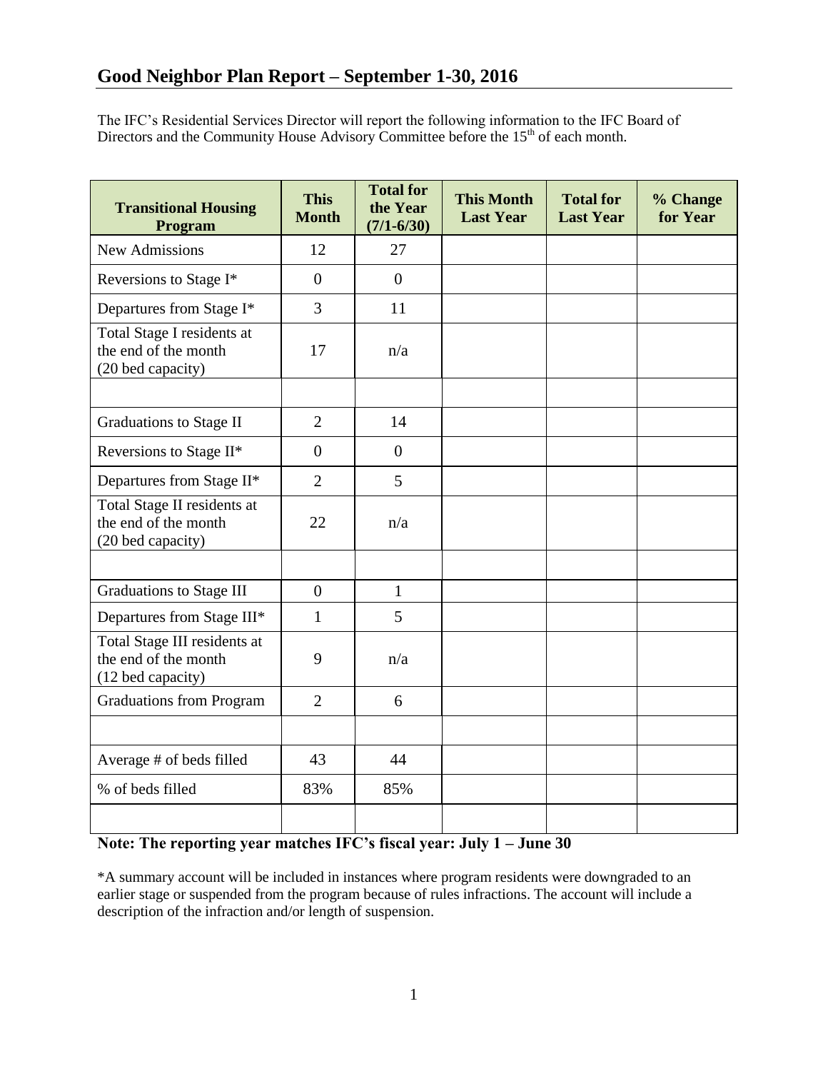# Good Neighbor Plan Report – September 1-30, 2016

The IFC's Residential Services Director will report the following information to the IFC Board of Directors and the Community House Advisory Committee before the 15th of each month.

| Transitional Housing Program | This Month | Total for the Year (7/1-6/30) | This Month Last Year | Total for Last Year | % Change for Year |
|---|---|---|---|---|---|
| New Admissions | 12 | 27 | | | |
| Reversions to Stage I* | 0 | 0 | | | |
| Departures from Stage I* | 3 | 11 | | | |
| Total Stage I residents at the end of the month (20 bed capacity) | 17 | n/a | | | |
| | | | | | |
| Graduations to Stage II | 2 | 14 | | | |
| Reversions to Stage II* | 0 | 0 | | | |
| Departures from Stage II* | 2 | 5 | | | |
| Total Stage II residents at the end of the month (20 bed capacity) | 22 | n/a | | | |
| | | | | | |
| Graduations to Stage III | 0 | 1 | | | |
| Departures from Stage III* | 1 | 5 | | | |
| Total Stage III residents at the end of the month (12 bed capacity) | 9 | n/a | | | |
| Graduations from Program | 2 | 6 | | | |
| | | | | | |
| Average # of beds filled | 43 | 44 | | | |
| % of beds filled | 83% | 85% | | | |
| | | | | | |

**Note: The reporting year matches IFC's fiscal year: July 1 – June 30**

*A summary account will be included in instances where program residents were downgraded to an earlier stage or suspended from the program because of rules infractions. The account will include a description of the infraction and/or length of suspension.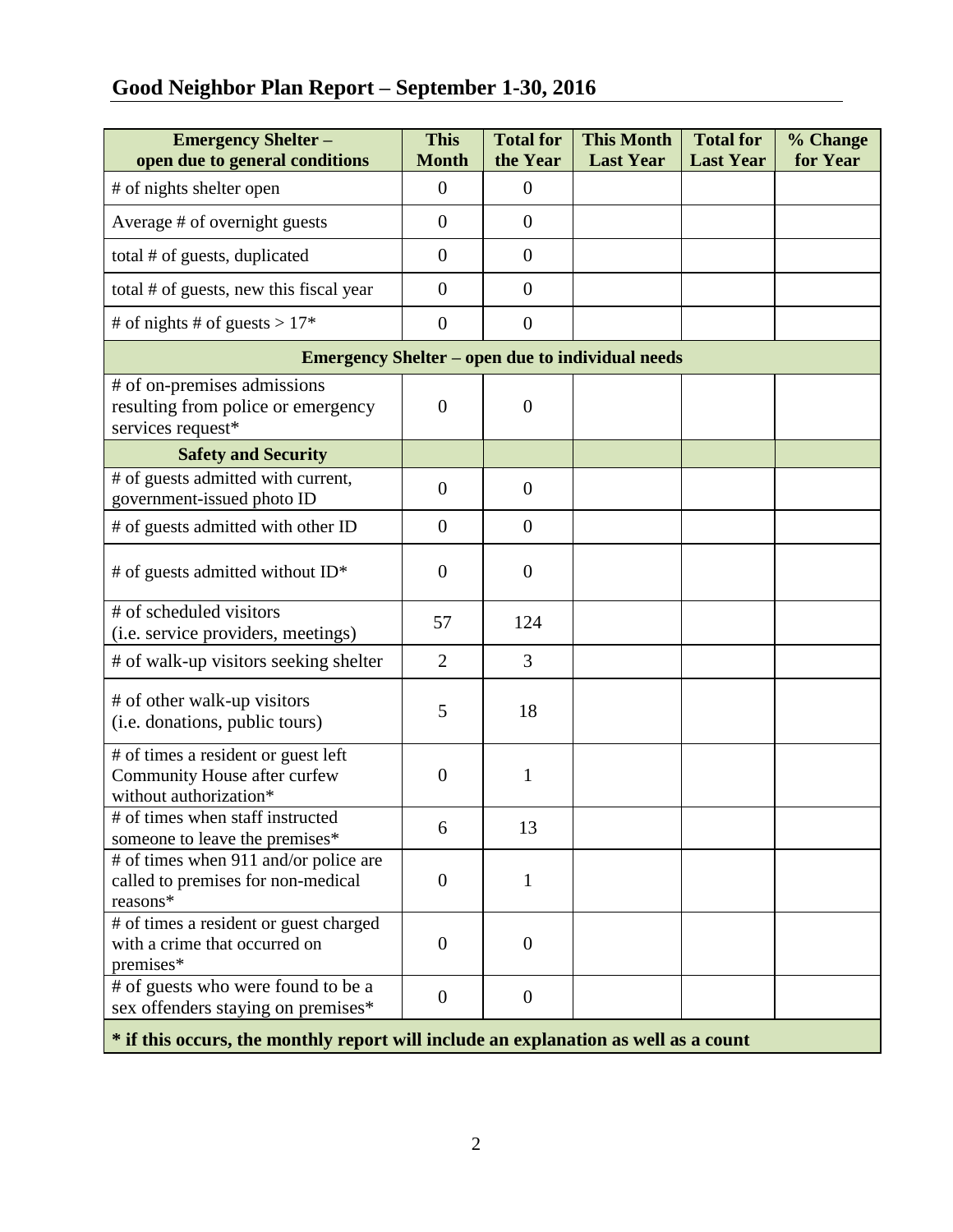## Good Neighbor Plan Report – September 1-30, 2016

| Emergency Shelter – open due to general conditions | This Month | Total for the Year | This Month Last Year | Total for Last Year | % Change for Year |
|---|---|---|---|---|---|
| # of nights shelter open | 0 | 0 | | | |
| Average # of overnight guests | 0 | 0 | | | |
| total # of guests, duplicated | 0 | 0 | | | |
| total # of guests, new this fiscal year | 0 | 0 | | | |
| # of nights # of guests > 17* | 0 | 0 | | | |
| **Emergency Shelter – open due to individual needs** | | | | | |
| # of on-premises admissions resulting from police or emergency services request* | 0 | 0 | | | |
| **Safety and Security** | | | | | |
| # of guests admitted with current, government-issued photo ID | 0 | 0 | | | |
| # of guests admitted with other ID | 0 | 0 | | | |
| # of guests admitted without ID* | 0 | 0 | | | |
| # of scheduled visitors (i.e. service providers, meetings) | 57 | 124 | | | |
| # of walk-up visitors seeking shelter | 2 | 3 | | | |
| # of other walk-up visitors (i.e. donations, public tours) | 5 | 18 | | | |
| # of times a resident or guest left Community House after curfew without authorization* | 0 | 1 | | | |
| # of times when staff instructed someone to leave the premises* | 6 | 13 | | | |
| # of times when 911 and/or police are called to premises for non-medical reasons* | 0 | 1 | | | |
| # of times a resident or guest charged with a crime that occurred on premises* | 0 | 0 | | | |
| # of guests who were found to be a sex offenders staying on premises* | 0 | 0 | | | |

**\* if this occurs, the monthly report will include an explanation as well as a count**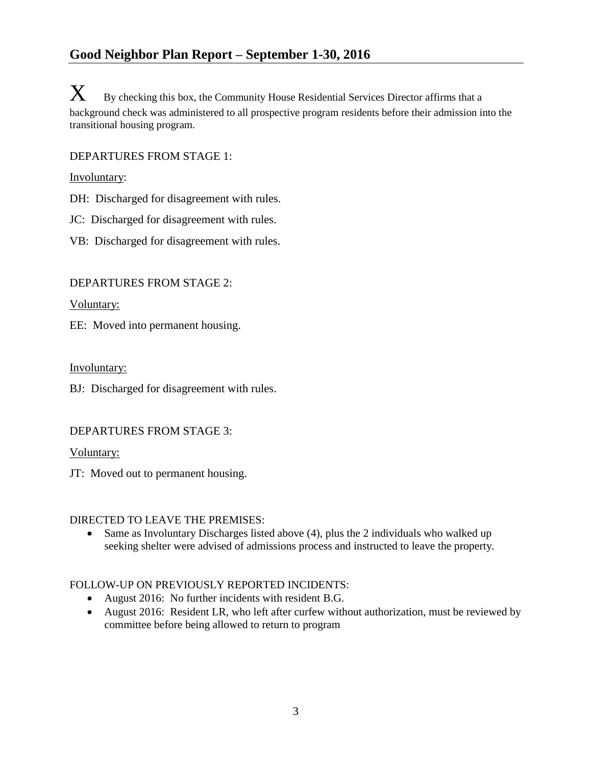## Good Neighbor Plan Report – September 1-30, 2016

X By checking this box, the Community House Residential Services Director affirms that a background check was administered to all prospective program residents before their admission into the transitional housing program.

DEPARTURES FROM STAGE 1:

<u>Involuntary</u>:

DH: Discharged for disagreement with rules.

JC: Discharged for disagreement with rules.

VB: Discharged for disagreement with rules.

DEPARTURES FROM STAGE 2:

<u>Voluntary:</u>

EE: Moved into permanent housing.

<u>Involuntary:</u>

BJ: Discharged for disagreement with rules.

DEPARTURES FROM STAGE 3:

<u>Voluntary:</u>

JT: Moved out to permanent housing.

DIRECTED TO LEAVE THE PREMISES:

- Same as Involuntary Discharges listed above (4), plus the 2 individuals who walked up seeking shelter were advised of admissions process and instructed to leave the property.

FOLLOW-UP ON PREVIOUSLY REPORTED INCIDENTS:

- August 2016: No further incidents with resident B.G.
- August 2016: Resident LR, who left after curfew without authorization, must be reviewed by committee before being allowed to return to program